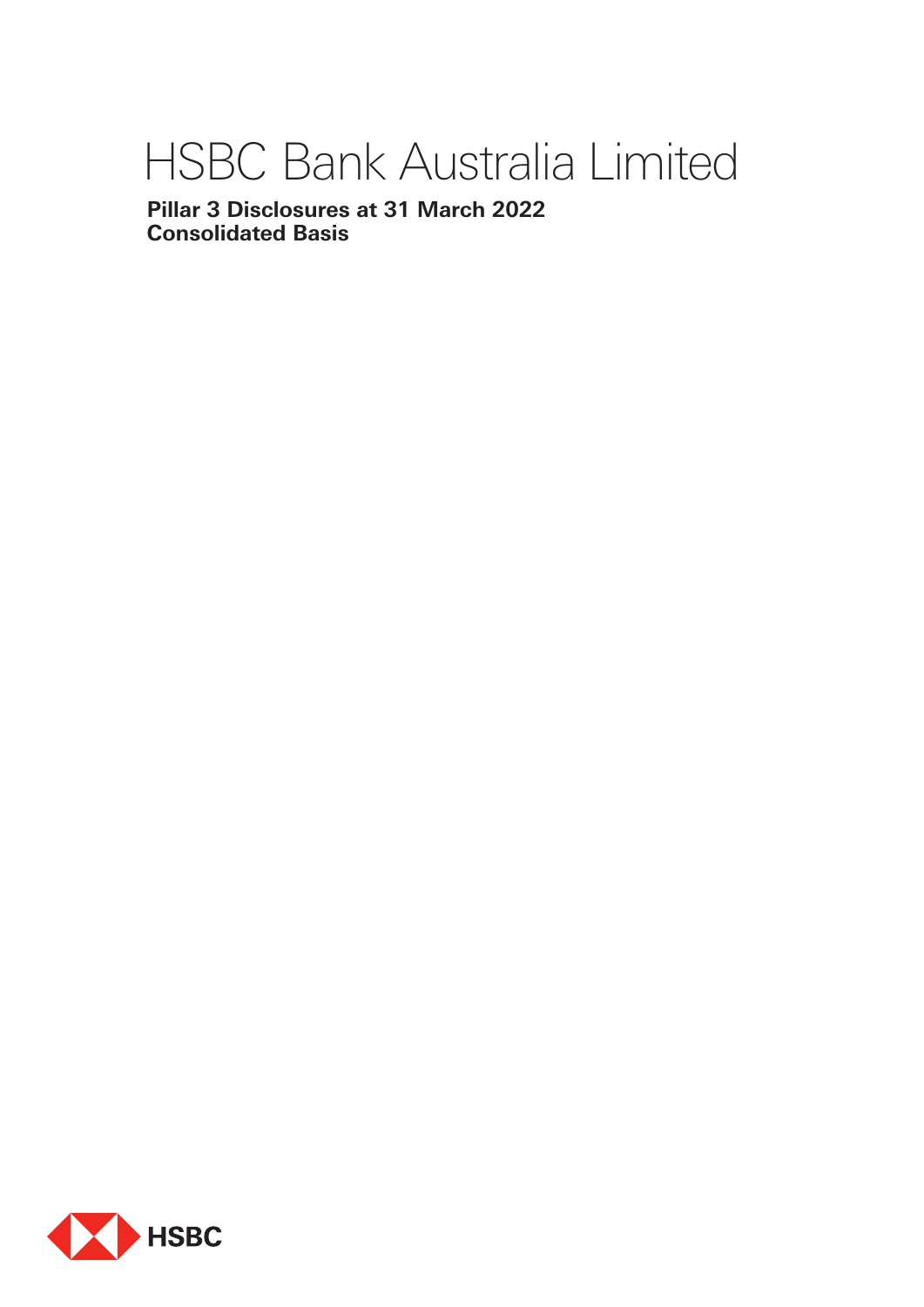# HSBC Bank Australia Limited

**Pillar 3 Disclosures at 31 March 2022**
**Consolidated Basis**

HSBC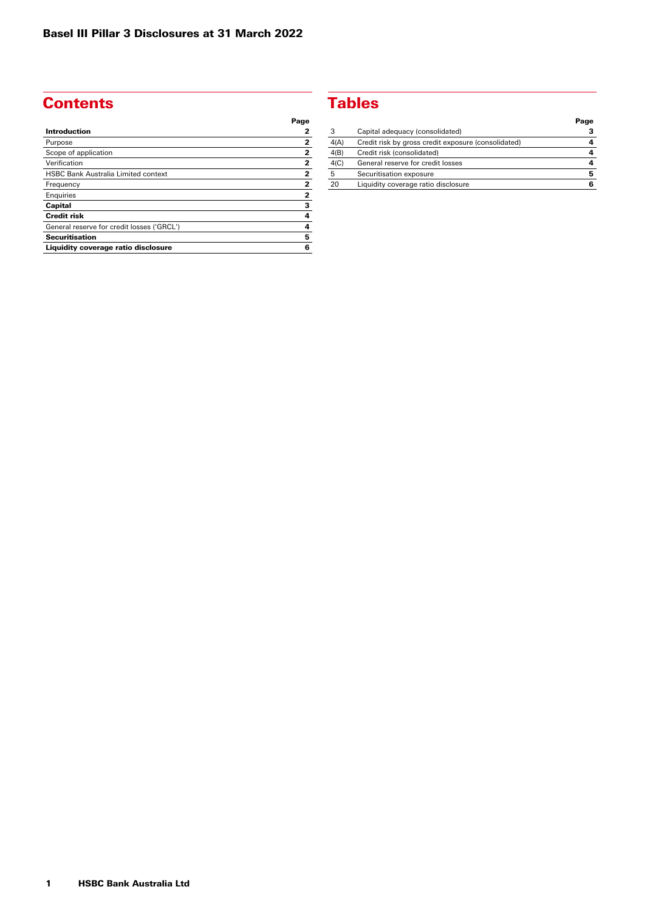# Contents

| | Page |
|---|---|
| **Introduction** | **2** |
| Purpose | **2** |
| Scope of application | **2** |
| Verification | **2** |
| HSBC Bank Australia Limited context | **2** |
| Frequency | **2** |
| Enquiries | **2** |
| **Capital** | **3** |
| **Credit risk** | **4** |
| General reserve for credit losses ('GRCL') | **4** |
| **Securitisation** | **5** |
| **Liquidity coverage ratio disclosure** | **6** |

# Tables

| | | Page |
|---|---|---|
| 3 | Capital adequacy (consolidated) | **3** |
| 4(A) | Credit risk by gross credit exposure (consolidated) | **4** |
| 4(B) | Credit risk (consolidated) | **4** |
| 4(C) | General reserve for credit losses | **4** |
| 5 | Securitisation exposure | **5** |
| 20 | Liquidity coverage ratio disclosure | **6** |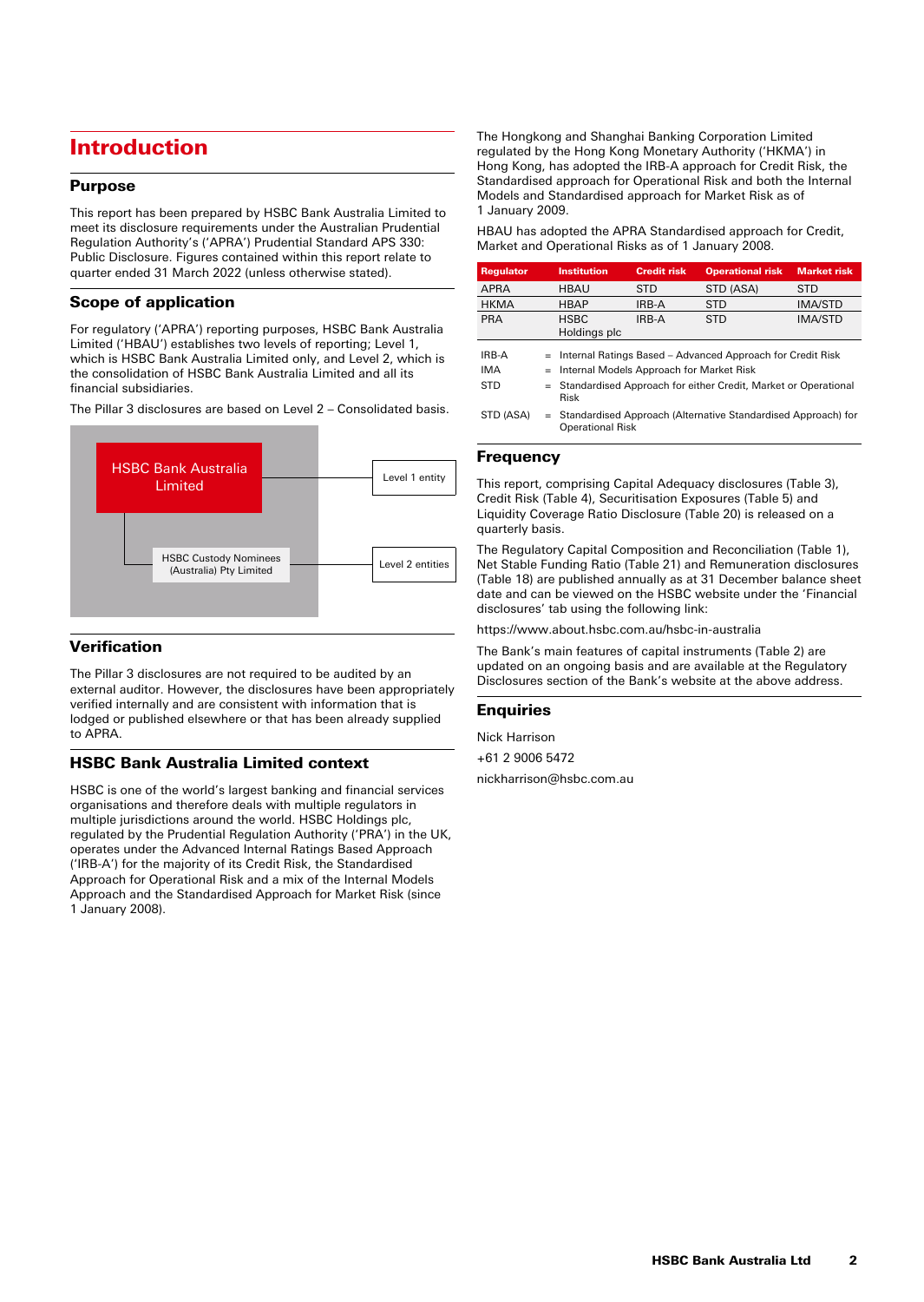# Introduction

## Purpose

This report has been prepared by HSBC Bank Australia Limited to meet its disclosure requirements under the Australian Prudential Regulation Authority's ('APRA') Prudential Standard APS 330: Public Disclosure. Figures contained within this report relate to quarter ended 31 March 2022 (unless otherwise stated).

## Scope of application

For regulatory ('APRA') reporting purposes, HSBC Bank Australia Limited ('HBAU') establishes two levels of reporting; Level 1, which is HSBC Bank Australia Limited only, and Level 2, which is the consolidation of HSBC Bank Australia Limited and all its financial subsidiaries.

The Pillar 3 disclosures are based on Level 2 – Consolidated basis.

HSBC Bank Australia Limited — Level 1 entity

HSBC Custody Nominees (Australia) Pty Limited — Level 2 entities

## Verification

The Pillar 3 disclosures are not required to be audited by an external auditor. However, the disclosures have been appropriately verified internally and are consistent with information that is lodged or published elsewhere or that has been already supplied to APRA.

## HSBC Bank Australia Limited context

HSBC is one of the world's largest banking and financial services organisations and therefore deals with multiple regulators in multiple jurisdictions around the world. HSBC Holdings plc, regulated by the Prudential Regulation Authority ('PRA') in the UK, operates under the Advanced Internal Ratings Based Approach ('IRB-A') for the majority of its Credit Risk, the Standardised Approach for Operational Risk and a mix of the Internal Models Approach and the Standardised Approach for Market Risk (since 1 January 2008).

The Hongkong and Shanghai Banking Corporation Limited regulated by the Hong Kong Monetary Authority ('HKMA') in Hong Kong, has adopted the IRB-A approach for Credit Risk, the Standardised approach for Operational Risk and both the Internal Models and Standardised approach for Market Risk as of 1 January 2009.

HBAU has adopted the APRA Standardised approach for Credit, Market and Operational Risks as of 1 January 2008.

| Regulator | Institution | Credit risk | Operational risk | Market risk |
|---|---|---|---|---|
| APRA | HBAU | STD | STD (ASA) | STD |
| HKMA | HBAP | IRB-A | STD | IMA/STD |
| PRA | HSBC Holdings plc | IRB-A | STD | IMA/STD |

IRB-A = Internal Ratings Based – Advanced Approach for Credit Risk

IMA = Internal Models Approach for Market Risk

STD = Standardised Approach for either Credit, Market or Operational Risk

STD (ASA) = Standardised Approach (Alternative Standardised Approach) for Operational Risk

## Frequency

This report, comprising Capital Adequacy disclosures (Table 3), Credit Risk (Table 4), Securitisation Exposures (Table 5) and Liquidity Coverage Ratio Disclosure (Table 20) is released on a quarterly basis.

The Regulatory Capital Composition and Reconciliation (Table 1), Net Stable Funding Ratio (Table 21) and Remuneration disclosures (Table 18) are published annually as at 31 December balance sheet date and can be viewed on the HSBC website under the 'Financial disclosures' tab using the following link:

https://www.about.hsbc.com.au/hsbc-in-australia

The Bank's main features of capital instruments (Table 2) are updated on an ongoing basis and are available at the Regulatory Disclosures section of the Bank's website at the above address.

## Enquiries

Nick Harrison

+61 2 9006 5472

nickharrison@hsbc.com.au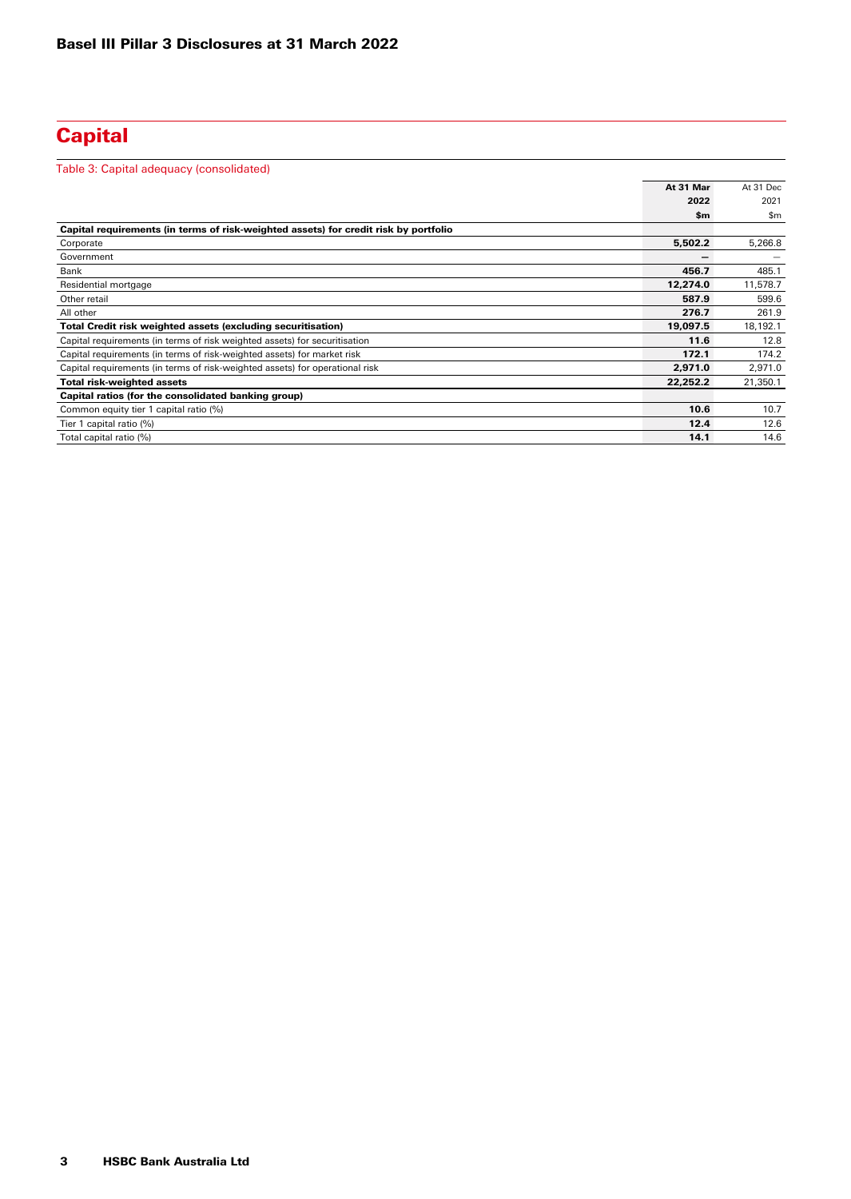## Capital

Table 3: Capital adequacy (consolidated)

| | At 31 Mar 2022 $m | At 31 Dec 2021 $m |
|---|---|---|
| **Capital requirements (in terms of risk-weighted assets) for credit risk by portfolio** | | |
| Corporate | **5,502.2** | 5,266.8 |
| Government | **—** | — |
| Bank | **456.7** | 485.1 |
| Residential mortgage | **12,274.0** | 11,578.7 |
| Other retail | **587.9** | 599.6 |
| All other | **276.7** | 261.9 |
| **Total Credit risk weighted assets (excluding securitisation)** | **19,097.5** | 18,192.1 |
| Capital requirements (in terms of risk weighted assets) for securitisation | **11.6** | 12.8 |
| Capital requirements (in terms of risk-weighted assets) for market risk | **172.1** | 174.2 |
| Capital requirements (in terms of risk-weighted assets) for operational risk | **2,971.0** | 2,971.0 |
| **Total risk-weighted assets** | **22,252.2** | 21,350.1 |
| **Capital ratios (for the consolidated banking group)** | | |
| Common equity tier 1 capital ratio (%) | **10.6** | 10.7 |
| Tier 1 capital ratio (%) | **12.4** | 12.6 |
| Total capital ratio (%) | **14.1** | 14.6 |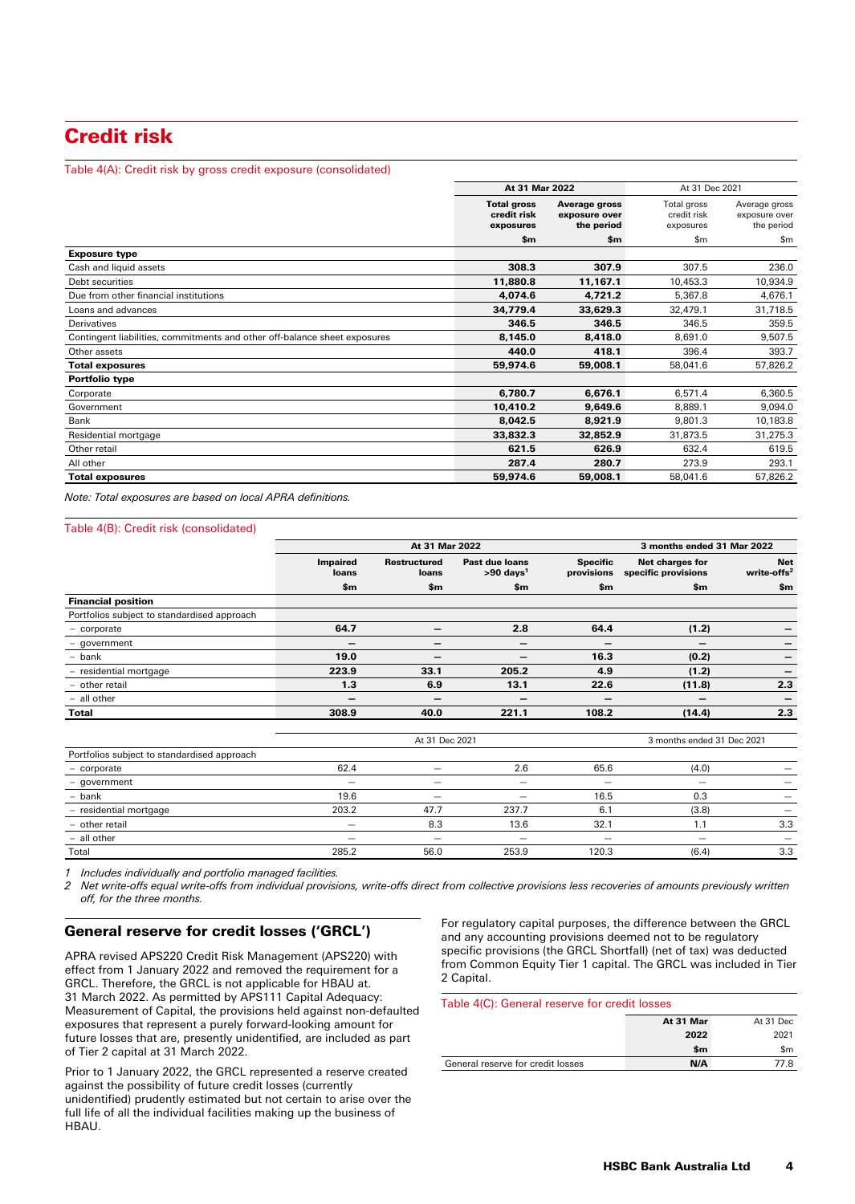# Credit risk

Table 4(A): Credit risk by gross credit exposure (consolidated)

| | At 31 Mar 2022 | | At 31 Dec 2021 | |
|---|---|---|---|---|
| | **Total gross credit risk exposures** | **Average gross exposure over the period** | Total gross credit risk exposures | Average gross exposure over the period |
| | **$m** | **$m** | $m | $m |
| **Exposure type** | | | | |
| Cash and liquid assets | **308.3** | **307.9** | 307.5 | 236.0 |
| Debt securities | **11,880.8** | **11,167.1** | 10,453.3 | 10,934.9 |
| Due from other financial institutions | **4,074.6** | **4,721.2** | 5,367.8 | 4,676.1 |
| Loans and advances | **34,779.4** | **33,629.3** | 32,479.1 | 31,718.5 |
| Derivatives | **346.5** | **346.5** | 346.5 | 359.5 |
| Contingent liabilities, commitments and other off-balance sheet exposures | **8,145.0** | **8,418.0** | 8,691.0 | 9,507.5 |
| Other assets | **440.0** | **418.1** | 396.4 | 393.7 |
| **Total exposures** | **59,974.6** | **59,008.1** | 58,041.6 | 57,826.2 |
| **Portfolio type** | | | | |
| Corporate | **6,780.7** | **6,676.1** | 6,571.4 | 6,360.5 |
| Government | **10,410.2** | **9,649.6** | 8,889.1 | 9,094.0 |
| Bank | **8,042.5** | **8,921.9** | 9,801.3 | 10,183.8 |
| Residential mortgage | **33,832.3** | **32,852.9** | 31,873.5 | 31,275.3 |
| Other retail | **621.5** | **626.9** | 632.4 | 619.5 |
| All other | **287.4** | **280.7** | 273.9 | 293.1 |
| **Total exposures** | **59,974.6** | **59,008.1** | 58,041.6 | 57,826.2 |

*Note: Total exposures are based on local APRA definitions.*

Table 4(B): Credit risk (consolidated)

| | At 31 Mar 2022 | | | | 3 months ended 31 Mar 2022 | |
|---|---|---|---|---|---|---|
| | **Impaired loans** | **Restructured loans** | **Past due loans >90 days[1]** | **Specific provisions** | **Net charges for specific provisions** | **Net write-offs[2]** |
| | **$m** | **$m** | **$m** | **$m** | **$m** | **$m** |
| **Financial position** | | | | | | |
| Portfolios subject to standardised approach | | | | | | |
| – corporate | **64.7** | **–** | **2.8** | **64.4** | **(1.2)** | **–** |
| – government | **–** | **–** | **–** | **–** | **–** | **–** |
| – bank | **19.0** | **–** | **–** | **16.3** | **(0.2)** | **–** |
| – residential mortgage | **223.9** | **33.1** | **205.2** | **4.9** | **(1.2)** | **–** |
| – other retail | **1.3** | **6.9** | **13.1** | **22.6** | **(11.8)** | **2.3** |
| – all other | **–** | **–** | **–** | **–** | **–** | **–** |
| **Total** | **308.9** | **40.0** | **221.1** | **108.2** | **(14.4)** | **2.3** |
| | At 31 Dec 2021 | | | | 3 months ended 31 Dec 2021 | |
| Portfolios subject to standardised approach | | | | | | |
| – corporate | 62.4 | – | 2.6 | 65.6 | (4.0) | – |
| – government | – | – | – | – | – | – |
| – bank | 19.6 | – | – | 16.5 | 0.3 | – |
| – residential mortgage | 203.2 | 47.7 | 237.7 | 6.1 | (3.8) | – |
| – other retail | – | 8.3 | 13.6 | 32.1 | 1.1 | 3.3 |
| – all other | – | – | – | – | – | – |
| Total | 285.2 | 56.0 | 253.9 | 120.3 | (6.4) | 3.3 |

1 *Includes individually and portfolio managed facilities.*

2 *Net write-offs equal write-offs from individual provisions, write-offs direct from collective provisions less recoveries of amounts previously written off, for the three months.*

## General reserve for credit losses ('GRCL')

APRA revised APS220 Credit Risk Management (APS220) with effect from 1 January 2022 and removed the requirement for a GRCL. Therefore, the GRCL is not applicable for HBAU at 31 March 2022. As permitted by APS111 Capital Adequacy: Measurement of Capital, the provisions held against non-defaulted exposures that represent a purely forward-looking amount for future losses that are, presently unidentified, are included as part of Tier 2 capital at 31 March 2022.

Prior to 1 January 2022, the GRCL represented a reserve created against the possibility of future credit losses (currently unidentified) prudently estimated but not certain to arise over the full life of all the individual facilities making up the business of HBAU.

For regulatory capital purposes, the difference between the GRCL and any accounting provisions deemed not to be regulatory specific provisions (the GRCL Shortfall) (net of tax) was deducted from Common Equity Tier 1 capital. The GRCL was included in Tier 2 Capital.

Table 4(C): General reserve for credit losses

| | **At 31 Mar 2022** | At 31 Dec 2021 |
|---|---|---|
| | **$m** | $m |
| General reserve for credit losses | **N/A** | 77.8 |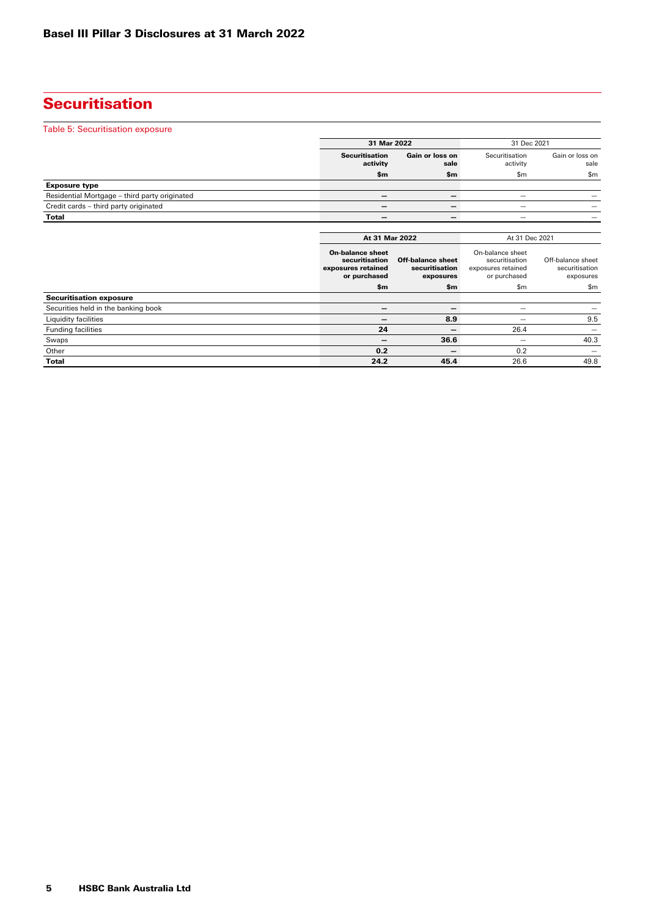# Securitisation

Table 5: Securitisation exposure

| | 31 Mar 2022 | | 31 Dec 2021 | |
|---|---|---|---|---|
| | Securitisation activity | Gain or loss on sale | Securitisation activity | Gain or loss on sale |
| | $m | $m | $m | $m |
| **Exposure type** | | | | |
| Residential Mortgage – third party originated | – | – | – | – |
| Credit cards – third party originated | – | – | – | – |
| **Total** | – | – | – | – |

| | At 31 Mar 2022 | | At 31 Dec 2021 | |
|---|---|---|---|---|
| | On-balance sheet securitisation exposures retained or purchased | Off-balance sheet securitisation exposures | On-balance sheet securitisation exposures retained or purchased | Off-balance sheet securitisation exposures |
| | $m | $m | $m | $m |
| **Securitisation exposure** | | | | |
| Securities held in the banking book | – | – | – | – |
| Liquidity facilities | – | 8.9 | – | 9.5 |
| Funding facilities | 24 | – | 26.4 | – |
| Swaps | – | 36.6 | – | 40.3 |
| Other | 0.2 | – | 0.2 | – |
| **Total** | 24.2 | 45.4 | 26.6 | 49.8 |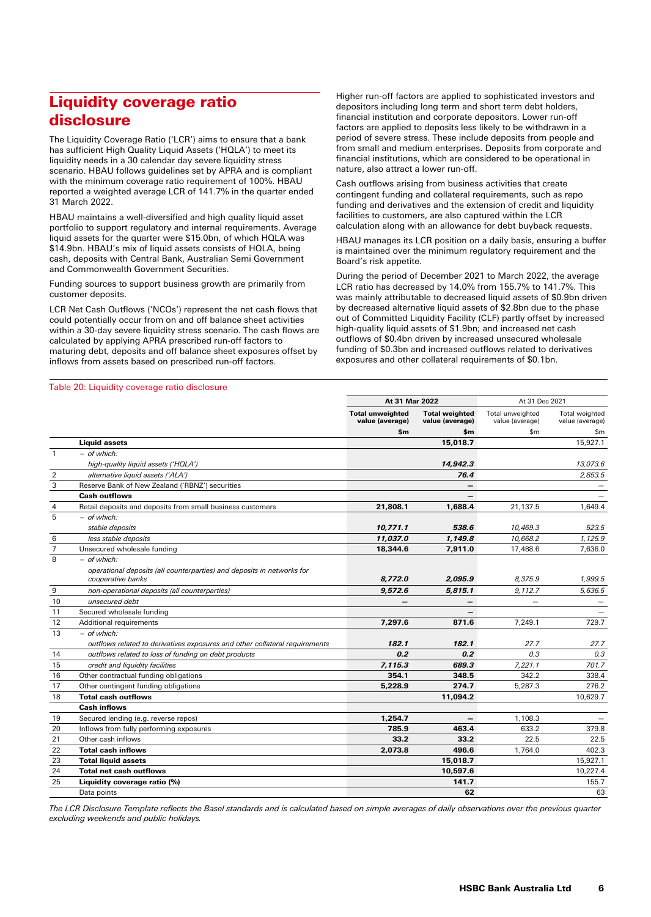# Liquidity coverage ratio disclosure

The Liquidity Coverage Ratio ('LCR') aims to ensure that a bank has sufficient High Quality Liquid Assets ('HQLA') to meet its liquidity needs in a 30 calendar day severe liquidity stress scenario. HBAU follows guidelines set by APRA and is compliant with the minimum coverage ratio requirement of 100%. HBAU reported a weighted average LCR of 141.7% in the quarter ended 31 March 2022.

HBAU maintains a well-diversified and high quality liquid asset portfolio to support regulatory and internal requirements. Average liquid assets for the quarter were $15.0bn, of which HQLA was $14.9bn. HBAU's mix of liquid assets consists of HQLA, being cash, deposits with Central Bank, Australian Semi Government and Commonwealth Government Securities.

Funding sources to support business growth are primarily from customer deposits.

LCR Net Cash Outflows ('NCOs') represent the net cash flows that could potentially occur from on and off balance sheet activities within a 30-day severe liquidity stress scenario. The cash flows are calculated by applying APRA prescribed run-off factors to maturing debt, deposits and off balance sheet exposures offset by inflows from assets based on prescribed run-off factors.

Higher run-off factors are applied to sophisticated investors and depositors including long term and short term debt holders, financial institution and corporate depositors. Lower run-off factors are applied to deposits less likely to be withdrawn in a period of severe stress. These include deposits from people and from small and medium enterprises. Deposits from corporate and financial institutions, which are considered to be operational in nature, also attract a lower run-off.

Cash outflows arising from business activities that create contingent funding and collateral requirements, such as repo funding and derivatives and the extension of credit and liquidity facilities to customers, are also captured within the LCR calculation along with an allowance for debt buyback requests.

HBAU manages its LCR position on a daily basis, ensuring a buffer is maintained over the minimum regulatory requirement and the Board's risk appetite.

During the period of December 2021 to March 2022, the average LCR ratio has decreased by 14.0% from 155.7% to 141.7%. This was mainly attributable to decreased liquid assets of $0.9bn driven by decreased alternative liquid assets of $2.8bn due to the phase out of Committed Liquidity Facility (CLF) partly offset by increased high-quality liquid assets of $1.9bn; and increased net cash outflows of $0.4bn driven by increased unsecured wholesale funding of $0.3bn and increased outflows related to derivatives exposures and other collateral requirements of $0.1bn.

Table 20: Liquidity coverage ratio disclosure

| | | At 31 Mar 2022 | | At 31 Dec 2021 | |
|---|---|---|---|---|---|
| | | **Total unweighted value (average)** | **Total weighted value (average)** | Total unweighted value (average) | Total weighted value (average) |
| | | **$m** | **$m** | $m | $m |
| | **Liquid assets** | | **15,018.7** | | 15,927.1 |
| 1 | *– of which:* *high-quality liquid assets ('HQLA')* | | ***14,942.3*** | | *13,073.6* |
| 2 | *alternative liquid assets ('ALA')* | | ***76.4*** | | *2,853.5* |
| 3 | Reserve Bank of New Zealand ('RBNZ') securities | | **–** | | – |
| | **Cash outflows** | | **–** | | – |
| 4 | Retail deposits and deposits from small business customers | **21,808.1** | **1,688.4** | 21,137.5 | 1,649.4 |
| 5 | *– of which:* *stable deposits* | ***10,771.1*** | ***538.6*** | *10,469.3* | *523.5* |
| 6 | *less stable deposits* | ***11,037.0*** | ***1,149.8*** | *10,668.2* | *1,125.9* |
| 7 | Unsecured wholesale funding | **18,344.6** | **7,911.0** | 17,488.6 | 7,636.0 |
| 8 | *– of which:* *operational deposits (all counterparties) and deposits in networks for cooperative banks* | ***8,772.0*** | ***2,095.9*** | *8,375.9* | *1,999.5* |
| 9 | *non-operational deposits (all counterparties)* | ***9,572.6*** | ***5,815.1*** | *9,112.7* | *5,636.5* |
| 10 | *unsecured debt* | **–** | **–** | – | – |
| 11 | Secured wholesale funding | | **–** | | – |
| 12 | Additional requirements | **7,297.6** | **871.6** | 7,249.1 | 729.7 |
| 13 | *– of which:* *outflows related to derivatives exposures and other collateral requirements* | ***182.1*** | ***182.1*** | *27.7* | *27.7* |
| 14 | *outflows related to loss of funding on debt products* | ***0.2*** | ***0.2*** | *0.3* | *0.3* |
| 15 | *credit and liquidity facilities* | ***7,115.3*** | ***689.3*** | *7,221.1* | *701.7* |
| 16 | Other contractual funding obligations | **354.1** | **348.5** | 342.2 | 338.4 |
| 17 | Other contingent funding obligations | **5,228.9** | **274.7** | 5,287.3 | 276.2 |
| 18 | **Total cash outflows** | | **11,094.2** | | 10,629.7 |
| | **Cash inflows** | | | | |
| 19 | Secured lending (e.g. reverse repos) | **1,254.7** | **–** | 1,108.3 | – |
| 20 | Inflows from fully performing exposures | **785.9** | **463.4** | 633.2 | 379.8 |
| 21 | Other cash inflows | **33.2** | **33.2** | 22.5 | 22.5 |
| 22 | **Total cash inflows** | **2,073.8** | **496.6** | 1,764.0 | 402.3 |
| 23 | **Total liquid assets** | | **15,018.7** | | 15,927.1 |
| 24 | **Total net cash outflows** | | **10,597.6** | | 10,227.4 |
| 25 | **Liquidity coverage ratio (%)** | | **141.7** | | 155.7 |
| | Data points | | **62** | | 63 |

*The LCR Disclosure Template reflects the Basel standards and is calculated based on simple averages of daily observations over the previous quarter excluding weekends and public holidays.*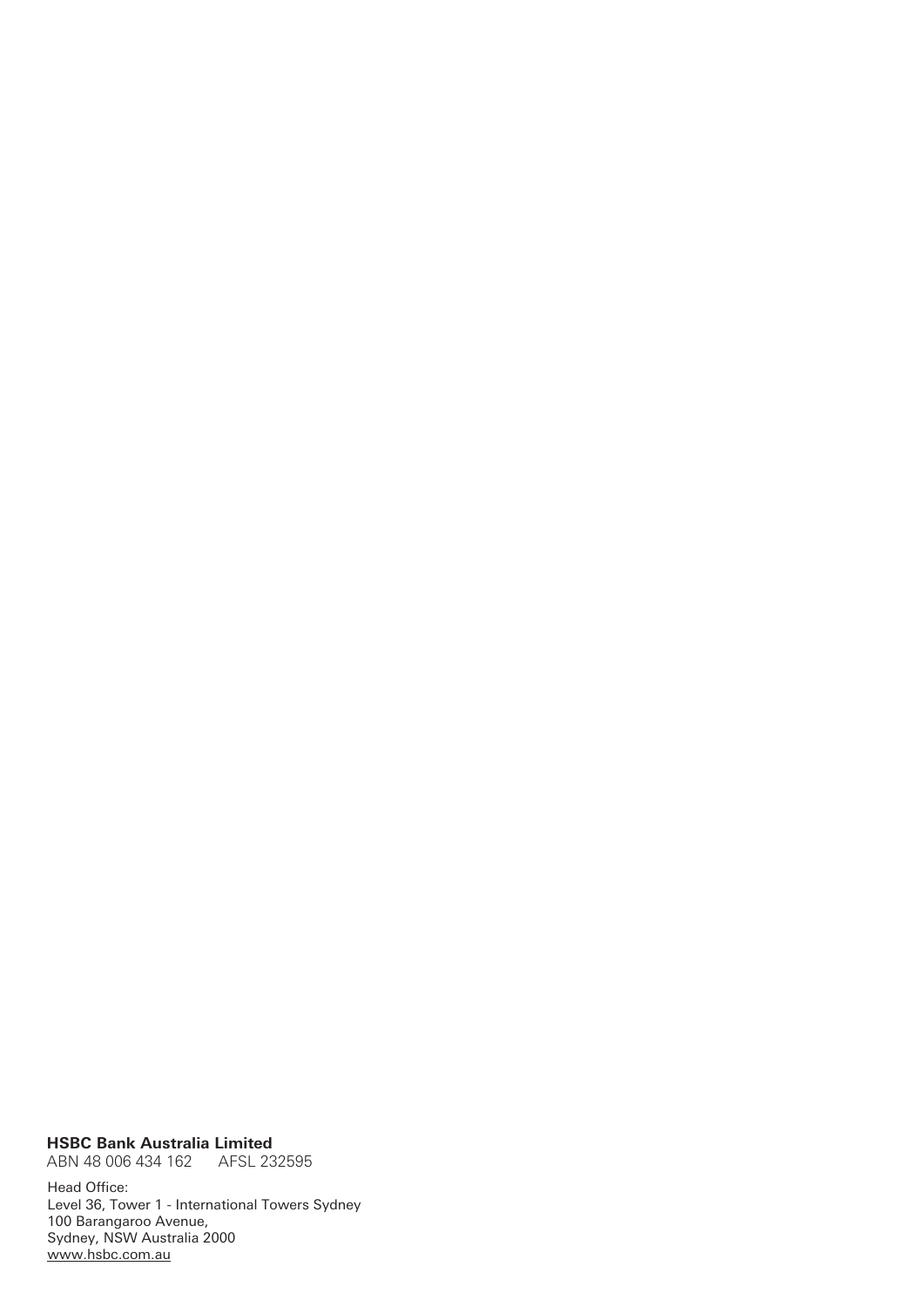**HSBC Bank Australia Limited**
ABN 48 006 434 162 AFSL 232595

Head Office:
Level 36, Tower 1 - International Towers Sydney
100 Barangaroo Avenue,
Sydney, NSW Australia 2000
www.hsbc.com.au